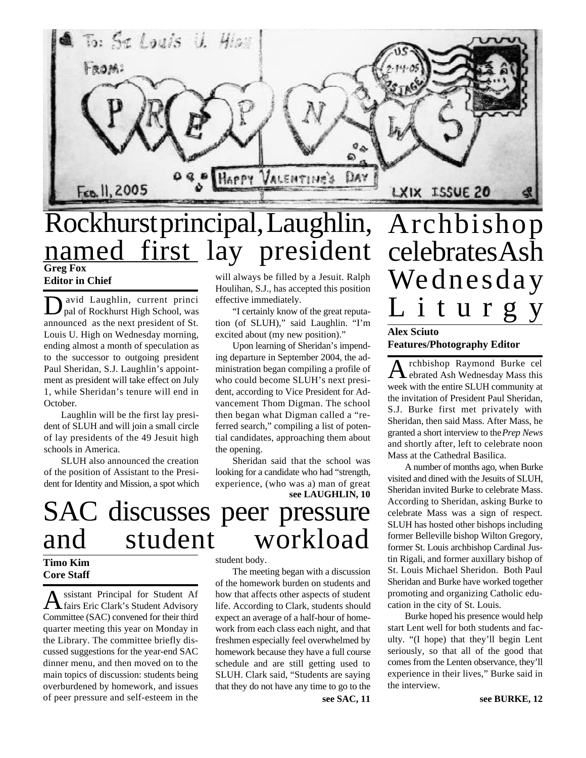# Rockhurst principal, Laughlin, named first lay president

**Greg Fox**
**Editor in Chief**

David Laughlin, current principal of Rockhurst High School, was announced as the next president of St. Louis U. High on Wednesday morning, ending almost a month of speculation as to the successor to outgoing president Paul Sheridan, S.J. Laughlin's appointment as president will take effect on July 1, while Sheridan's tenure will end in October.

Laughlin will be the first lay president of SLUH and will join a small circle of lay presidents of the 49 Jesuit high schools in America.

SLUH also announced the creation of the position of Assistant to the President for Identity and Mission, a spot which will always be filled by a Jesuit. Ralph Houlihan, S.J., has accepted this position effective immediately.

"I certainly know of the great reputation (of SLUH)," said Laughlin. "I'm excited about (my new position)."

Upon learning of Sheridan's impending departure in September 2004, the administration began compiling a profile of who could become SLUH's next president, according to Vice President for Advancement Thom Digman. The school then began what Digman called a "referred search," compiling a list of potential candidates, approaching them about the opening.

Sheridan said that the school was looking for a candidate who had "strength, experience, (who was a) man of great

**see LAUGHLIN, 10**

# SAC discusses peer pressure and student workload

**Timo Kim**
**Core Staff**

Assistant Principal for Student Affairs Eric Clark's Student Advisory Committee (SAC) convened for their third quarter meeting this year on Monday in the Library. The committee briefly discussed suggestions for the year-end SAC dinner menu, and then moved on to the main topics of discussion: students being overburdened by homework, and issues of peer pressure and self-esteem in the student body.

The meeting began with a discussion of the homework burden on students and how that affects other aspects of student life. According to Clark, students should expect an average of a half-hour of homework from each class each night, and that freshmen especially feel overwhelmed by homework because they have a full course schedule and are still getting used to SLUH. Clark said, "Students are saying that they do not have any time to go to the

**see SAC, 11**

# Archbishop celebrates Ash Wednesday Liturgy

**Alex Sciuto**
**Features/Photography Editor**

Archbishop Raymond Burke celebrated Ash Wednesday Mass this week with the entire SLUH community at the invitation of President Paul Sheridan, S.J. Burke first met privately with Sheridan, then said Mass. After Mass, he granted a short interview to the *Prep News* and shortly after, left to celebrate noon Mass at the Cathedral Basilica.

A number of months ago, when Burke visited and dined with the Jesuits of SLUH, Sheridan invited Burke to celebrate Mass. According to Sheridan, asking Burke to celebrate Mass was a sign of respect. SLUH has hosted other bishops including former Belleville bishop Wilton Gregory, former St. Louis archbishop Cardinal Justin Rigali, and former auxillary bishop of St. Louis Michael Sheridon. Both Paul Sheridan and Burke have worked together promoting and organizing Catholic education in the city of St. Louis.

Burke hoped his presence would help start Lent well for both students and faculty. "(I hope) that they'll begin Lent seriously, so that all of the good that comes from the Lenten observance, they'll experience in their lives," Burke said in the interview.

**see BURKE, 12**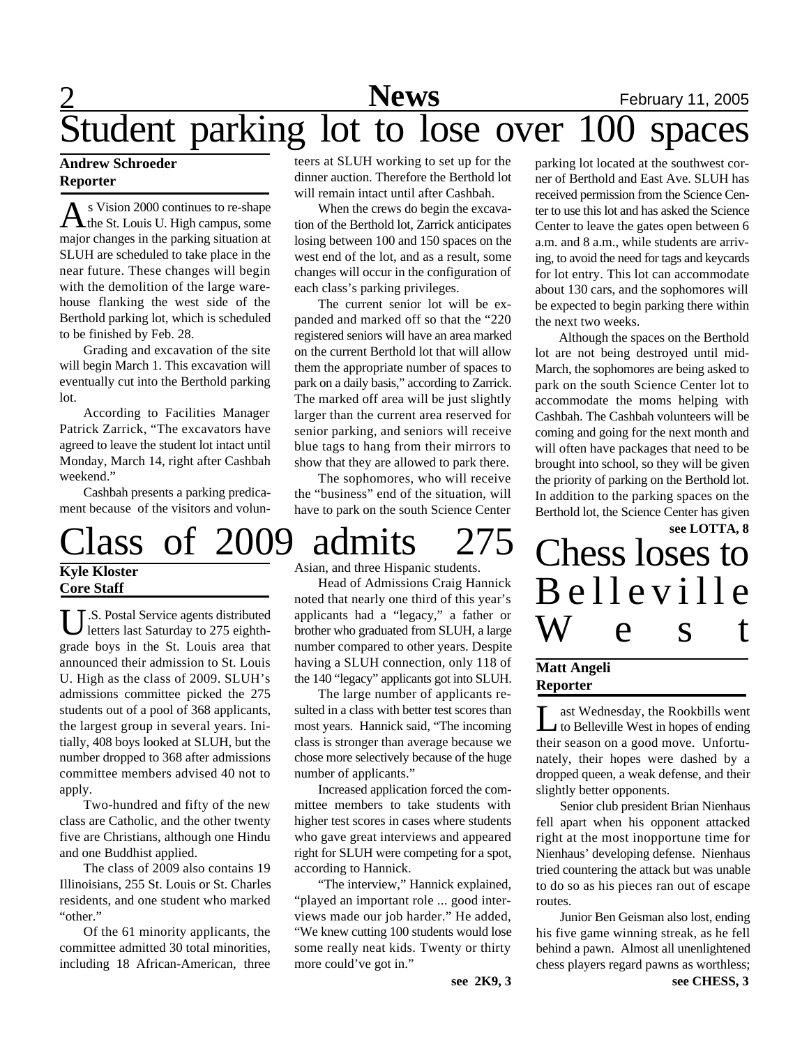# Student parking lot to lose over 100 spaces

**Andrew Schroeder**
**Reporter**

As Vision 2000 continues to re-shape the St. Louis U. High campus, some major changes in the parking situation at SLUH are scheduled to take place in the near future. These changes will begin with the demolition of the large warehouse flanking the west side of the Berthold parking lot, which is scheduled to be finished by Feb. 28.

Grading and excavation of the site will begin March 1. This excavation will eventually cut into the Berthold parking lot.

According to Facilities Manager Patrick Zarrick, "The excavators have agreed to leave the student lot intact until Monday, March 14, right after Cashbah weekend."

Cashbah presents a parking predicament because of the visitors and volunteers at SLUH working to set up for the dinner auction. Therefore the Berthold lot will remain intact until after Cashbah.

When the crews do begin the excavation of the Berthold lot, Zarrick anticipates losing between 100 and 150 spaces on the west end of the lot, and as a result, some changes will occur in the configuration of each class's parking privileges.

The current senior lot will be expanded and marked off so that the "220 registered seniors will have an area marked on the current Berthold lot that will allow them the appropriate number of spaces to park on a daily basis," according to Zarrick. The marked off area will be just slightly larger than the current area reserved for senior parking, and seniors will receive blue tags to hang from their mirrors to show that they are allowed to park there.

The sophomores, who will receive the "business" end of the situation, will have to park on the south Science Center parking lot located at the southwest corner of Berthold and East Ave. SLUH has received permission from the Science Center to use this lot and has asked the Science Center to leave the gates open between 6 a.m. and 8 a.m., while students are arriving, to avoid the need for tags and keycards for lot entry. This lot can accommodate about 130 cars, and the sophomores will be expected to begin parking there within the next two weeks.

Although the spaces on the Berthold lot are not being destroyed until mid-March, the sophomores are being asked to park on the south Science Center lot to accommodate the moms helping with Cashbah. The Cashbah volunteers will be coming and going for the next month and will often have packages that need to be brought into school, so they will be given the priority of parking on the Berthold lot. In addition to the parking spaces on the Berthold lot, the Science Center has given

**see LOTTA, 8**

# Class of 2009 admits 275

**Kyle Kloster**
**Core Staff**

U.S. Postal Service agents distributed letters last Saturday to 275 eighth-grade boys in the St. Louis area that announced their admission to St. Louis U. High as the class of 2009. SLUH's admissions committee picked the 275 students out of a pool of 368 applicants, the largest group in several years. Initially, 408 boys looked at SLUH, but the number dropped to 368 after admissions committee members advised 40 not to apply.

Two-hundred and fifty of the new class are Catholic, and the other twenty five are Christians, although one Hindu and one Buddhist applied.

The class of 2009 also contains 19 Illinoisians, 255 St. Louis or St. Charles residents, and one student who marked "other."

Of the 61 minority applicants, the committee admitted 30 total minorities, including 18 African-American, three Asian, and three Hispanic students.

Head of Admissions Craig Hannick noted that nearly one third of this year's applicants had a "legacy," a father or brother who graduated from SLUH, a large number compared to other years. Despite having a SLUH connection, only 118 of the 140 "legacy" applicants got into SLUH.

The large number of applicants resulted in a class with better test scores than most years. Hannick said, "The incoming class is stronger than average because we chose more selectively because of the huge number of applicants."

Increased application forced the committee members to take students with higher test scores in cases where students who gave great interviews and appeared right for SLUH were competing for a spot, according to Hannick.

"The interview," Hannick explained, "played an important role ... good interviews made our job harder." He added, "We knew cutting 100 students would lose some really neat kids. Twenty or thirty more could've got in."

**see 2K9, 3**

# Chess loses to Belleville West

**Matt Angeli**
**Reporter**

Last Wednesday, the Rookbills went to Belleville West in hopes of ending their season on a good move. Unfortunately, their hopes were dashed by a dropped queen, a weak defense, and their slightly better opponents.

Senior club president Brian Nienhaus fell apart when his opponent attacked right at the most inopportune time for Nienhaus' developing defense. Nienhaus tried countering the attack but was unable to do so as his pieces ran out of escape routes.

Junior Ben Geisman also lost, ending his five game winning streak, as he fell behind a pawn. Almost all unenlightened chess players regard pawns as worthless;

**see CHESS, 3**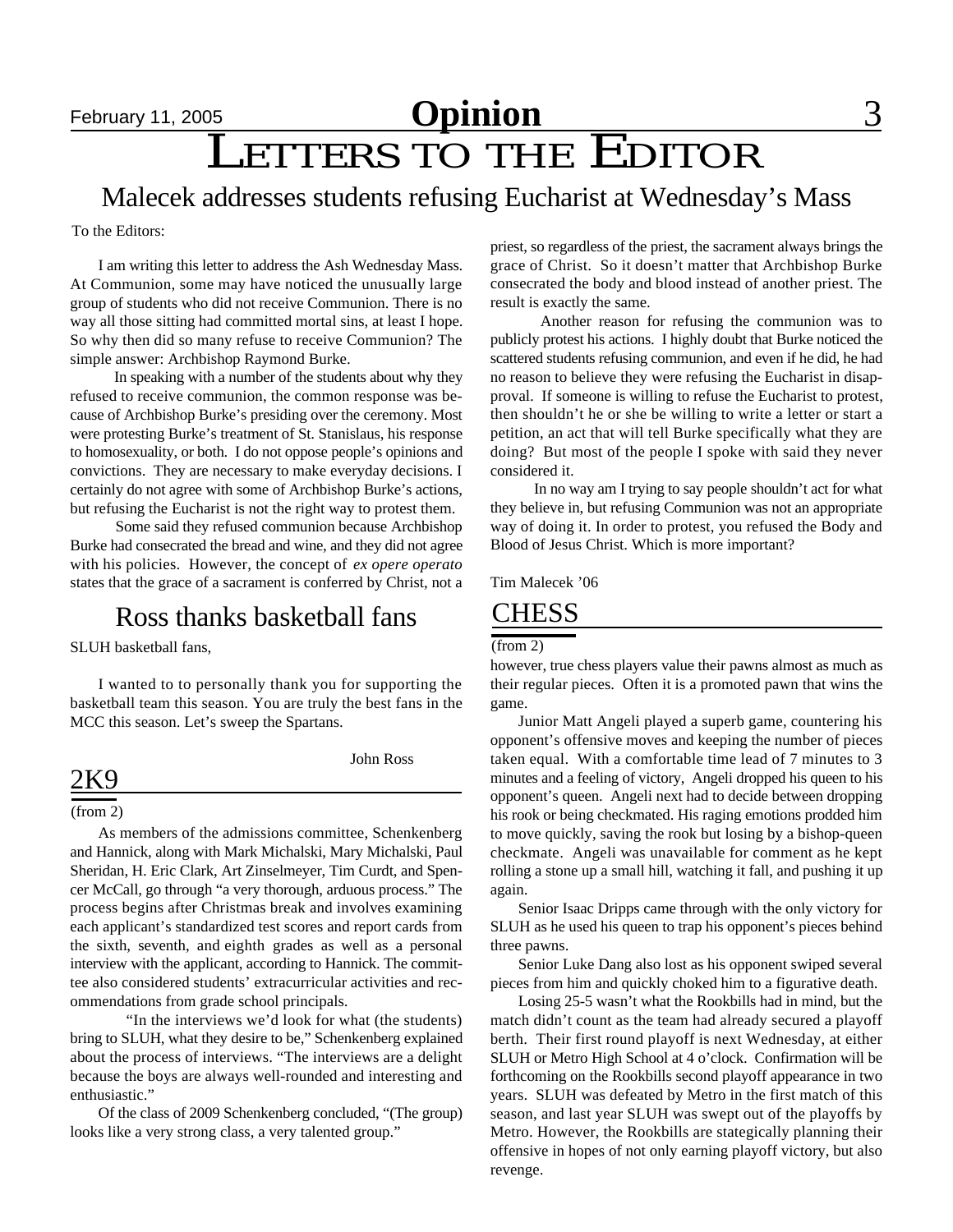# Opinion

# LETTERS TO THE EDITOR

## Malecek addresses students refusing Eucharist at Wednesday's Mass

To the Editors:

I am writing this letter to address the Ash Wednesday Mass. At Communion, some may have noticed the unusually large group of students who did not receive Communion. There is no way all those sitting had committed mortal sins, at least I hope. So why then did so many refuse to receive Communion? The simple answer: Archbishop Raymond Burke.

In speaking with a number of the students about why they refused to receive communion, the common response was because of Archbishop Burke's presiding over the ceremony. Most were protesting Burke's treatment of St. Stanislaus, his response to homosexuality, or both. I do not oppose people's opinions and convictions. They are necessary to make everyday decisions. I certainly do not agree with some of Archbishop Burke's actions, but refusing the Eucharist is not the right way to protest them.

Some said they refused communion because Archbishop Burke had consecrated the bread and wine, and they did not agree with his policies. However, the concept of *ex opere operato* states that the grace of a sacrament is conferred by Christ, not a priest, so regardless of the priest, the sacrament always brings the grace of Christ. So it doesn't matter that Archbishop Burke consecrated the body and blood instead of another priest. The result is exactly the same.

Another reason for refusing the communion was to publicly protest his actions. I highly doubt that Burke noticed the scattered students refusing communion, and even if he did, he had no reason to believe they were refusing the Eucharist in disapproval. If someone is willing to refuse the Eucharist to protest, then shouldn't he or she be willing to write a letter or start a petition, an act that will tell Burke specifically what they are doing? But most of the people I spoke with said they never considered it.

In no way am I trying to say people shouldn't act for what they believe in, but refusing Communion was not an appropriate way of doing it. In order to protest, you refused the Body and Blood of Jesus Christ. Which is more important?

Tim Malecek '06

## Ross thanks basketball fans

SLUH basketball fans,

I wanted to to personally thank you for supporting the basketball team this season. You are truly the best fans in the MCC this season. Let's sweep the Spartans.

John Ross

## 2K9

(from 2)

As members of the admissions committee, Schenkenberg and Hannick, along with Mark Michalski, Mary Michalski, Paul Sheridan, H. Eric Clark, Art Zinselmeyer, Tim Curdt, and Spencer McCall, go through "a very thorough, arduous process." The process begins after Christmas break and involves examining each applicant's standardized test scores and report cards from the sixth, seventh, and eighth grades as well as a personal interview with the applicant, according to Hannick. The committee also considered students' extracurricular activities and recommendations from grade school principals.

"In the interviews we'd look for what (the students) bring to SLUH, what they desire to be," Schenkenberg explained about the process of interviews. "The interviews are a delight because the boys are always well-rounded and interesting and enthusiastic."

Of the class of 2009 Schenkenberg concluded, "(The group) looks like a very strong class, a very talented group."

## CHESS

(from 2)

however, true chess players value their pawns almost as much as their regular pieces. Often it is a promoted pawn that wins the game.

Junior Matt Angeli played a superb game, countering his opponent's offensive moves and keeping the number of pieces taken equal. With a comfortable time lead of 7 minutes to 3 minutes and a feeling of victory, Angeli dropped his queen to his opponent's queen. Angeli next had to decide between dropping his rook or being checkmated. His raging emotions prodded him to move quickly, saving the rook but losing by a bishop-queen checkmate. Angeli was unavailable for comment as he kept rolling a stone up a small hill, watching it fall, and pushing it up again.

Senior Isaac Dripps came through with the only victory for SLUH as he used his queen to trap his opponent's pieces behind three pawns.

Senior Luke Dang also lost as his opponent swiped several pieces from him and quickly choked him to a figurative death.

Losing 25-5 wasn't what the Rookbills had in mind, but the match didn't count as the team had already secured a playoff berth. Their first round playoff is next Wednesday, at either SLUH or Metro High School at 4 o'clock. Confirmation will be forthcoming on the Rookbills second playoff appearance in two years. SLUH was defeated by Metro in the first match of this season, and last year SLUH was swept out of the playoffs by Metro. However, the Rookbills are stategically planning their offensive in hopes of not only earning playoff victory, but also revenge.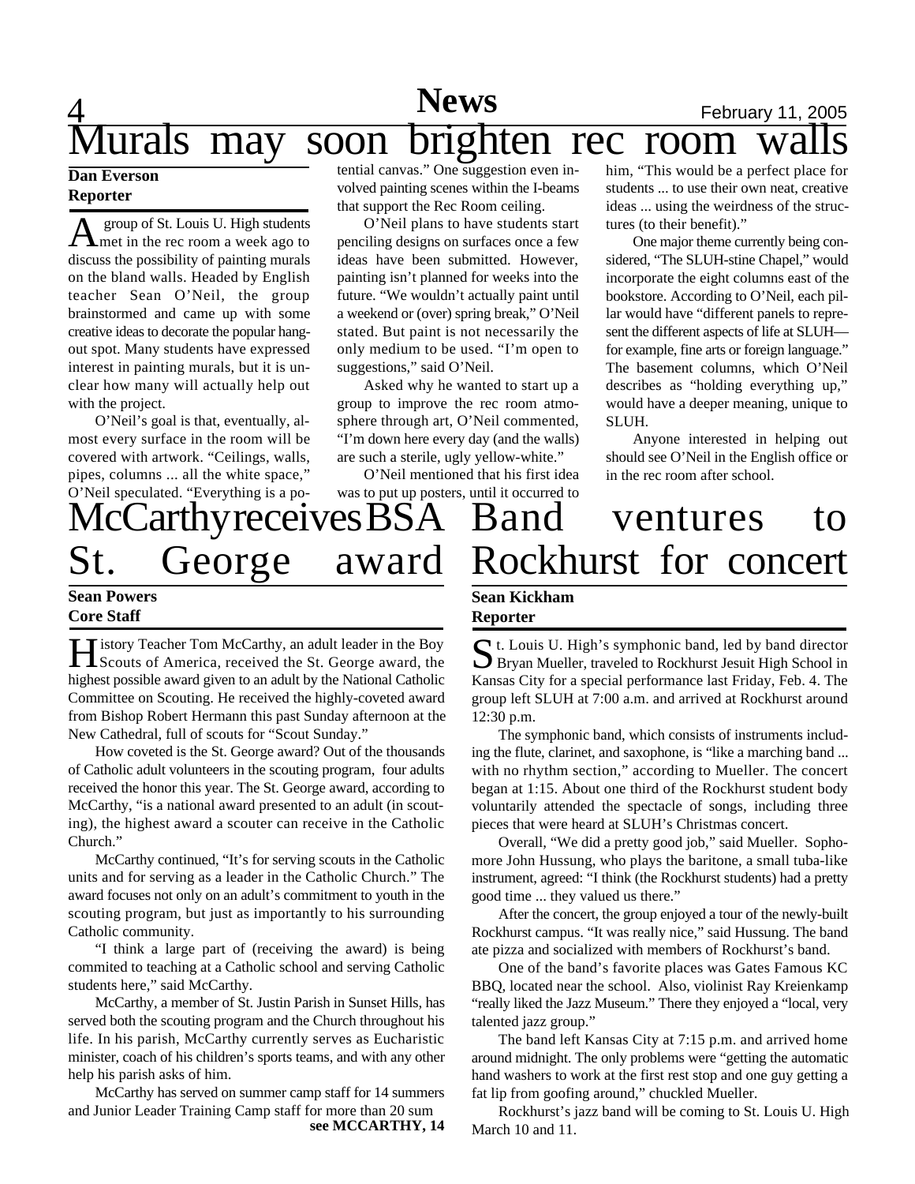# Murals may soon brighten rec room walls

**Dan Everson**
**Reporter**

A group of St. Louis U. High students met in the rec room a week ago to discuss the possibility of painting murals on the bland walls. Headed by English teacher Sean O'Neil, the group brainstormed and came up with some creative ideas to decorate the popular hangout spot. Many students have expressed interest in painting murals, but it is unclear how many will actually help out with the project.

O'Neil's goal is that, eventually, almost every surface in the room will be covered with artwork. "Ceilings, walls, pipes, columns ... all the white space," O'Neil speculated. "Everything is a potential canvas." One suggestion even involved painting scenes within the I-beams that support the Rec Room ceiling.

O'Neil plans to have students start penciling designs on surfaces once a few ideas have been submitted. However, painting isn't planned for weeks into the future. "We wouldn't actually paint until a weekend or (over) spring break," O'Neil stated. But paint is not necessarily the only medium to be used. "I'm open to suggestions," said O'Neil.

Asked why he wanted to start up a group to improve the rec room atmosphere through art, O'Neil commented, "I'm down here every day (and the walls) are such a sterile, ugly yellow-white."

O'Neil mentioned that his first idea was to put up posters, until it occurred to him, "This would be a perfect place for students ... to use their own neat, creative ideas ... using the weirdness of the structures (to their benefit)."

One major theme currently being considered, "The SLUH-stine Chapel," would incorporate the eight columns east of the bookstore. According to O'Neil, each pillar would have "different panels to represent the different aspects of life at SLUH—for example, fine arts or foreign language." The basement columns, which O'Neil describes as "holding everything up," would have a deeper meaning, unique to SLUH.

Anyone interested in helping out should see O'Neil in the English office or in the rec room after school.

# McCarthy receives BSA St. George award

**Sean Powers**
**Core Staff**

History Teacher Tom McCarthy, an adult leader in the Boy Scouts of America, received the St. George award, the highest possible award given to an adult by the National Catholic Committee on Scouting. He received the highly-coveted award from Bishop Robert Hermann this past Sunday afternoon at the New Cathedral, full of scouts for "Scout Sunday."

How coveted is the St. George award? Out of the thousands of Catholic adult volunteers in the scouting program, four adults received the honor this year. The St. George award, according to McCarthy, "is a national award presented to an adult (in scouting), the highest award a scouter can receive in the Catholic Church."

McCarthy continued, "It's for serving scouts in the Catholic units and for serving as a leader in the Catholic Church." The award focuses not only on an adult's commitment to youth in the scouting program, but just as importantly to his surrounding Catholic community.

"I think a large part of (receiving the award) is being commited to teaching at a Catholic school and serving Catholic students here," said McCarthy.

McCarthy, a member of St. Justin Parish in Sunset Hills, has served both the scouting program and the Church throughout his life. In his parish, McCarthy currently serves as Eucharistic minister, coach of his children's sports teams, and with any other help his parish asks of him.

McCarthy has served on summer camp staff for 14 summers and Junior Leader Training Camp staff for more than 20 sum

**see MCCARTHY, 14**

# Band ventures to Rockhurst for concert

**Sean Kickham**
**Reporter**

St. Louis U. High's symphonic band, led by band director Bryan Mueller, traveled to Rockhurst Jesuit High School in Kansas City for a special performance last Friday, Feb. 4. The group left SLUH at 7:00 a.m. and arrived at Rockhurst around 12:30 p.m.

The symphonic band, which consists of instruments including the flute, clarinet, and saxophone, is "like a marching band ... with no rhythm section," according to Mueller. The concert began at 1:15. About one third of the Rockhurst student body voluntarily attended the spectacle of songs, including three pieces that were heard at SLUH's Christmas concert.

Overall, "We did a pretty good job," said Mueller. Sophomore John Hussung, who plays the baritone, a small tuba-like instrument, agreed: "I think (the Rockhurst students) had a pretty good time ... they valued us there."

After the concert, the group enjoyed a tour of the newly-built Rockhurst campus. "It was really nice," said Hussung. The band ate pizza and socialized with members of Rockhurst's band.

One of the band's favorite places was Gates Famous KC BBQ, located near the school. Also, violinist Ray Kreienkamp "really liked the Jazz Museum." There they enjoyed a "local, very talented jazz group."

The band left Kansas City at 7:15 p.m. and arrived home around midnight. The only problems were "getting the automatic hand washers to work at the first rest stop and one guy getting a fat lip from goofing around," chuckled Mueller.

Rockhurst's jazz band will be coming to St. Louis U. High March 10 and 11.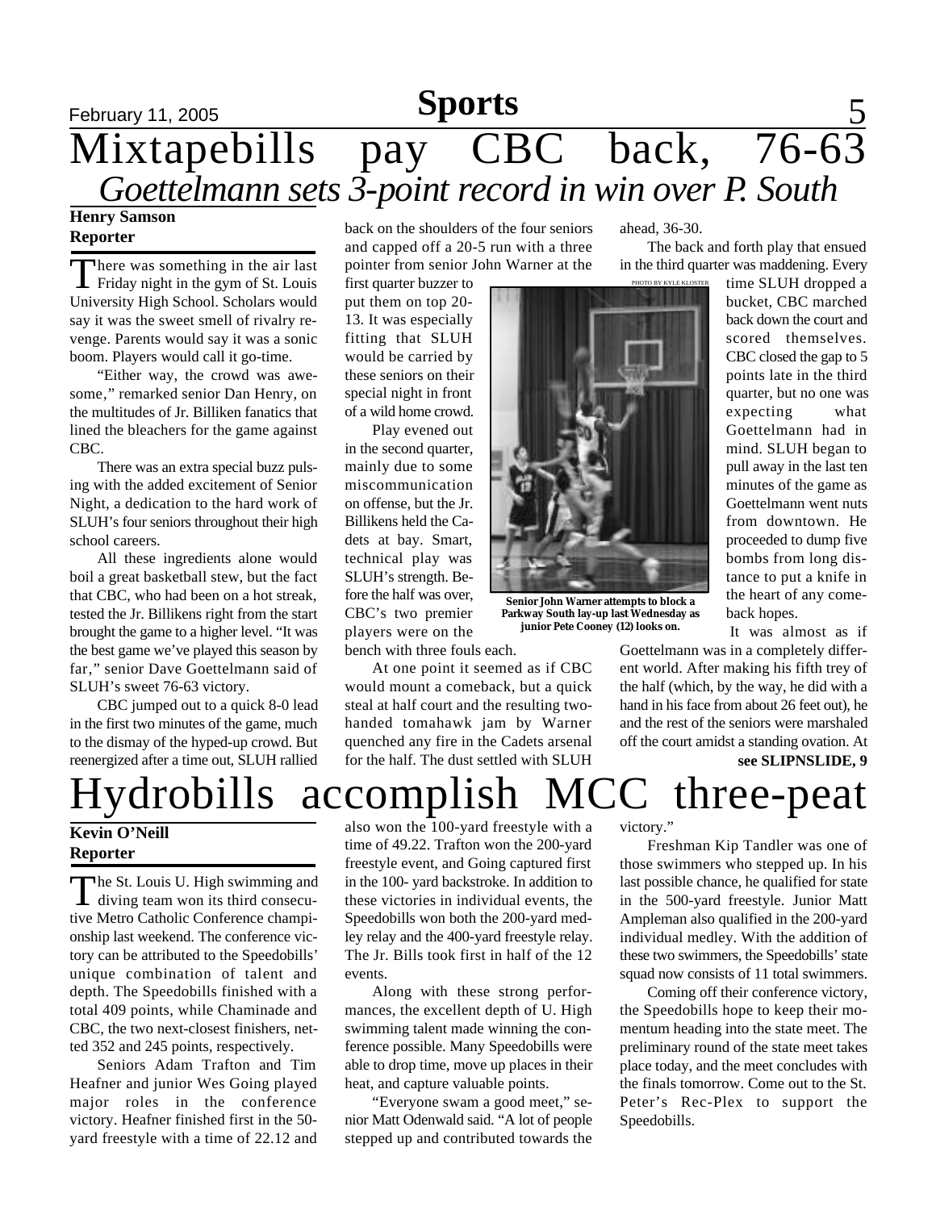# Mixtapebills pay CBC back, 76-63

## *Goettelmann sets 3-point record in win over P. South*

**Henry Samson**
**Reporter**

There was something in the air last Friday night in the gym of St. Louis University High School. Scholars would say it was the sweet smell of rivalry revenge. Parents would say it was a sonic boom. Players would call it go-time.

"Either way, the crowd was awesome," remarked senior Dan Henry, on the multitudes of Jr. Billiken fanatics that lined the bleachers for the game against CBC.

There was an extra special buzz pulsing with the added excitement of Senior Night, a dedication to the hard work of SLUH's four seniors throughout their high school careers.

All these ingredients alone would boil a great basketball stew, but the fact that CBC, who had been on a hot streak, tested the Jr. Billikens right from the start brought the game to a higher level. "It was the best game we've played this season by far," senior Dave Goettelmann said of SLUH's sweet 76-63 victory.

CBC jumped out to a quick 8-0 lead in the first two minutes of the game, much to the dismay of the hyped-up crowd. But reenergized after a time out, SLUH rallied back on the shoulders of the four seniors and capped off a 20-5 run with a three pointer from senior John Warner at the first quarter buzzer to put them on top 20-13. It was especially fitting that SLUH would be carried by these seniors on their special night in front of a wild home crowd.

Play evened out in the second quarter, mainly due to some miscommunication on offense, but the Jr. Billikens held the Cadets at bay. Smart, technical play was SLUH's strength. Before the half was over, CBC's two premier players were on the bench with three fouls each.

At one point it seemed as if CBC would mount a comeback, but a quick steal at half court and the resulting two-handed tomahawk jam by Warner quenched any fire in the Cadets arsenal for the half. The dust settled with SLUH ahead, 36-30.

The back and forth play that ensued in the third quarter was maddening. Every time SLUH dropped a bucket, CBC marched back down the court and scored themselves. CBC closed the gap to 5 points late in the third quarter, but no one was expecting what Goettelmann had in mind. SLUH began to pull away in the last ten minutes of the game as Goettelmann went nuts from downtown. He proceeded to dump five bombs from long distance to put a knife in the heart of any comeback hopes.

It was almost as if Goettelmann was in a completely different world. After making his fifth trey of the half (which, by the way, he did with a hand in his face from about 26 feet out), he and the rest of the seniors were marshaled off the court amidst a standing ovation. At

**see SLIPNSLIDE, 9**

PHOTO BY KYLE KLOSTER

**Senior John Warner attempts to block a Parkway South lay-up last Wednesday as junior Pete Cooney (12) looks on.**

# Hydrobills accomplish MCC three-peat

**Kevin O'Neill**
**Reporter**

The St. Louis U. High swimming and diving team won its third consecutive Metro Catholic Conference championship last weekend. The conference victory can be attributed to the Speedobills' unique combination of talent and depth. The Speedobills finished with a total 409 points, while Chaminade and CBC, the two next-closest finishers, netted 352 and 245 points, respectively.

Seniors Adam Trafton and Tim Heafner and junior Wes Going played major roles in the conference victory. Heafner finished first in the 50-yard freestyle with a time of 22.12 and also won the 100-yard freestyle with a time of 49.22. Trafton won the 200-yard freestyle event, and Going captured first in the 100- yard backstroke. In addition to these victories in individual events, the Speedobills won both the 200-yard medley relay and the 400-yard freestyle relay. The Jr. Bills took first in half of the 12 events.

Along with these strong performances, the excellent depth of U. High swimming talent made winning the conference possible. Many Speedobills were able to drop time, move up places in their heat, and capture valuable points.

"Everyone swam a good meet," senior Matt Odenwald said. "A lot of people stepped up and contributed towards the victory."

Freshman Kip Tandler was one of those swimmers who stepped up. In his last possible chance, he qualified for state in the 500-yard freestyle. Junior Matt Ampleman also qualified in the 200-yard individual medley. With the addition of these two swimmers, the Speedobills' state squad now consists of 11 total swimmers.

Coming off their conference victory, the Speedobills hope to keep their momentum heading into the state meet. The preliminary round of the state meet takes place today, and the meet concludes with the finals tomorrow. Come out to the St. Peter's Rec-Plex to support the Speedobills.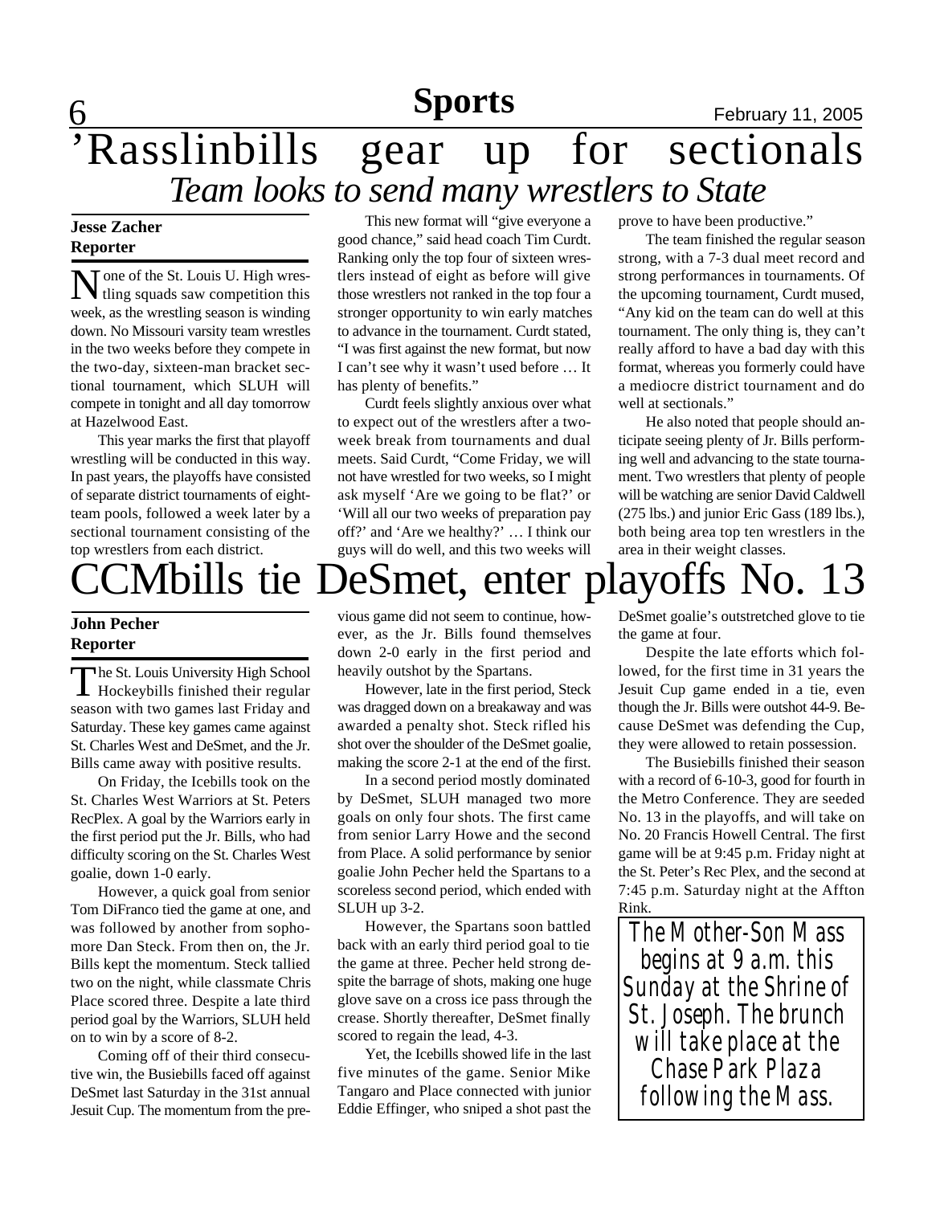# 'Rasslinbills gear up for sectionals

## *Team looks to send many wrestlers to State*

**Jesse Zacher**
**Reporter**

None of the St. Louis U. High wrestling squads saw competition this week, as the wrestling season is winding down. No Missouri varsity team wrestles in the two weeks before they compete in the two-day, sixteen-man bracket sectional tournament, which SLUH will compete in tonight and all day tomorrow at Hazelwood East.

This year marks the first that playoff wrestling will be conducted in this way. In past years, the playoffs have consisted of separate district tournaments of eight-team pools, followed a week later by a sectional tournament consisting of the top wrestlers from each district.

This new format will "give everyone a good chance," said head coach Tim Curdt. Ranking only the top four of sixteen wrestlers instead of eight as before will give those wrestlers not ranked in the top four a stronger opportunity to win early matches to advance in the tournament. Curdt stated, "I was first against the new format, but now I can't see why it wasn't used before … It has plenty of benefits."

Curdt feels slightly anxious over what to expect out of the wrestlers after a two-week break from tournaments and dual meets. Said Curdt, "Come Friday, we will not have wrestled for two weeks, so I might ask myself 'Are we going to be flat?' or 'Will all our two weeks of preparation pay off?' and 'Are we healthy?' … I think our guys will do well, and this two weeks will prove to have been productive."

The team finished the regular season strong, with a 7-3 dual meet record and strong performances in tournaments. Of the upcoming tournament, Curdt mused, "Any kid on the team can do well at this tournament. The only thing is, they can't really afford to have a bad day with this format, whereas you formerly could have a mediocre district tournament and do well at sectionals."

He also noted that people should anticipate seeing plenty of Jr. Bills performing well and advancing to the state tournament. Two wrestlers that plenty of people will be watching are senior David Caldwell (275 lbs.) and junior Eric Gass (189 lbs.), both being area top ten wrestlers in the area in their weight classes.

# CCMbills tie DeSmet, enter playoffs No. 13

**John Pecher**
**Reporter**

The St. Louis University High School Hockeybills finished their regular season with two games last Friday and Saturday. These key games came against St. Charles West and DeSmet, and the Jr. Bills came away with positive results.

On Friday, the Icebills took on the St. Charles West Warriors at St. Peters RecPlex. A goal by the Warriors early in the first period put the Jr. Bills, who had difficulty scoring on the St. Charles West goalie, down 1-0 early.

However, a quick goal from senior Tom DiFranco tied the game at one, and was followed by another from sophomore Dan Steck. From then on, the Jr. Bills kept the momentum. Steck tallied two on the night, while classmate Chris Place scored three. Despite a late third period goal by the Warriors, SLUH held on to win by a score of 8-2.

Coming off of their third consecutive win, the Busiebills faced off against DeSmet last Saturday in the 31st annual Jesuit Cup. The momentum from the previous game did not seem to continue, however, as the Jr. Bills found themselves down 2-0 early in the first period and heavily outshot by the Spartans.

However, late in the first period, Steck was dragged down on a breakaway and was awarded a penalty shot. Steck rifled his shot over the shoulder of the DeSmet goalie, making the score 2-1 at the end of the first.

In a second period mostly dominated by DeSmet, SLUH managed two more goals on only four shots. The first came from senior Larry Howe and the second from Place. A solid performance by senior goalie John Pecher held the Spartans to a scoreless second period, which ended with SLUH up 3-2.

However, the Spartans soon battled back with an early third period goal to tie the game at three. Pecher held strong despite the barrage of shots, making one huge glove save on a cross ice pass through the crease. Shortly thereafter, DeSmet finally scored to regain the lead, 4-3.

Yet, the Icebills showed life in the last five minutes of the game. Senior Mike Tangaro and Place connected with junior Eddie Effinger, who sniped a shot past the DeSmet goalie's outstretched glove to tie the game at four.

Despite the late efforts which followed, for the first time in 31 years the Jesuit Cup game ended in a tie, even though the Jr. Bills were outshot 44-9. Because DeSmet was defending the Cup, they were allowed to retain possession.

The Busiebills finished their season with a record of 6-10-3, good for fourth in the Metro Conference. They are seeded No. 13 in the playoffs, and will take on No. 20 Francis Howell Central. The first game will be at 9:45 p.m. Friday night at the St. Peter's Rec Plex, and the second at 7:45 p.m. Saturday night at the Affton Rink.

*The Mother-Son Mass begins at 9 a.m. this Sunday at the Shrine of St. Joseph. The brunch will take place at the Chase Park Plaza following the Mass.*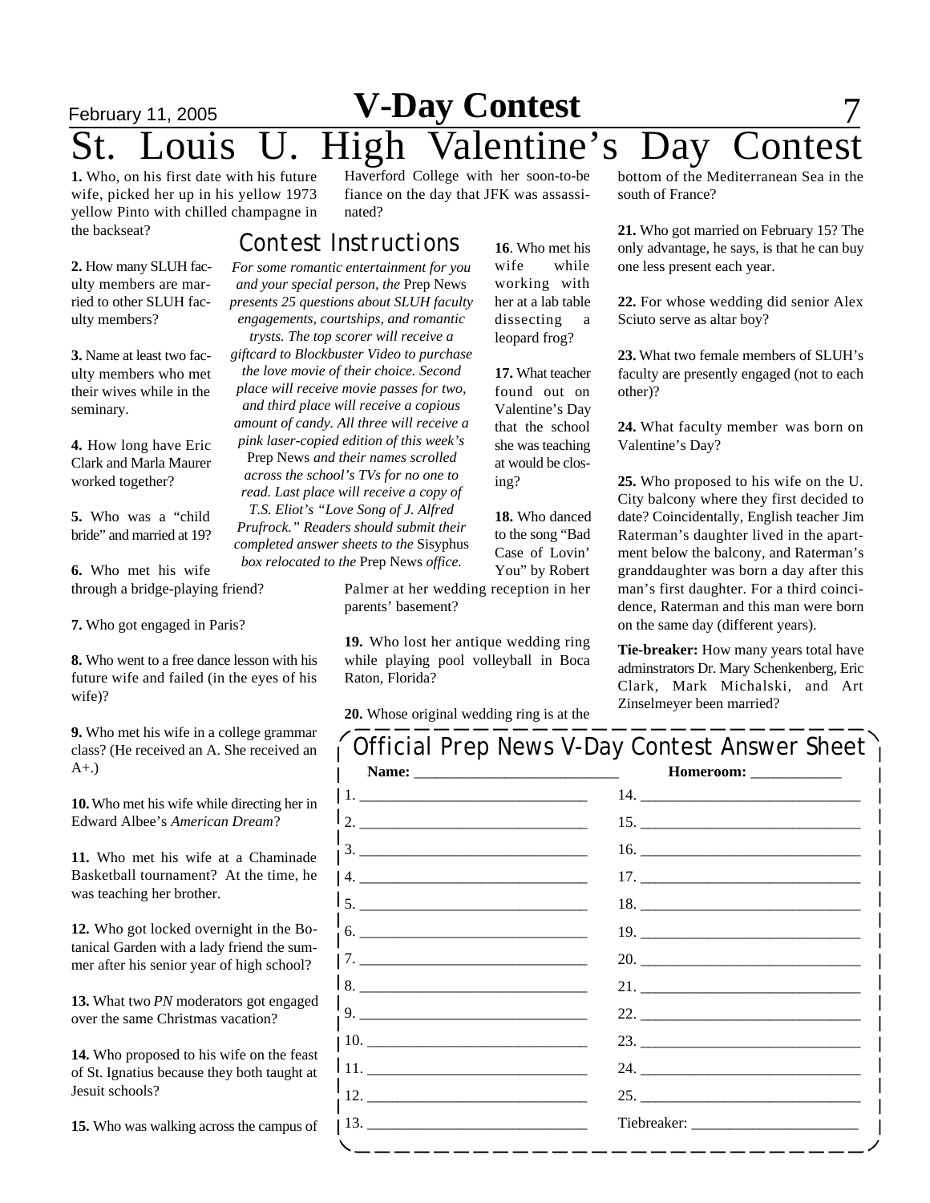# St. Louis U. High Valentine's Day Contest

## Contest Instructions

*For some romantic entertainment for you and your special person, the* Prep News *presents 25 questions about SLUH faculty engagements, courtships, and romantic trysts. The top scorer will receive a giftcard to Blockbuster Video to purchase the love movie of their choice. Second place will receive movie passes for two, and third place will receive a copious amount of candy. All three will receive a pink laser-copied edition of this week's* Prep News *and their names scrolled across the school's TVs for no one to read. Last place will receive a copy of T.S. Eliot's "Love Song of J. Alfred Prufrock." Readers should submit their completed answer sheets to the* Sisyphus *box relocated to the* Prep News *office.*

**1.** Who, on his first date with his future wife, picked her up in his yellow 1973 yellow Pinto with chilled champagne in the backseat?

**2.** How many SLUH faculty members are married to other SLUH faculty members?

**3.** Name at least two faculty members who met their wives while in the seminary.

**4.** How long have Eric Clark and Marla Maurer worked together?

**5.** Who was a "child bride" and married at 19?

**6.** Who met his wife through a bridge-playing friend?

**7.** Who got engaged in Paris?

**8.** Who went to a free dance lesson with his future wife and failed (in the eyes of his wife)?

**9.** Who met his wife in a college grammar class? (He received an A. She received an A+.)

**10.** Who met his wife while directing her in Edward Albee's *American Dream*?

**11.** Who met his wife at a Chaminade Basketball tournament? At the time, he was teaching her brother.

**12.** Who got locked overnight in the Botanical Garden with a lady friend the summer after his senior year of high school?

**13.** What two *PN* moderators got engaged over the same Christmas vacation?

**14.** Who proposed to his wife on the feast of St. Ignatius because they both taught at Jesuit schools?

**15.** Who was walking across the campus of Haverford College with her soon-to-be fiance on the day that JFK was assassinated?

**16**. Who met his wife while working with her at a lab table dissecting a leopard frog?

**17.** What teacher found out on Valentine's Day that the school she was teaching at would be closing?

**18.** Who danced to the song "Bad Case of Lovin' You" by Robert Palmer at her wedding reception in her parents' basement?

**19.** Who lost her antique wedding ring while playing pool volleyball in Boca Raton, Florida?

**20.** Whose original wedding ring is at the bottom of the Mediterranean Sea in the south of France?

**21.** Who got married on February 15? The only advantage, he says, is that he can buy one less present each year.

**22.** For whose wedding did senior Alex Sciuto serve as altar boy?

**23.** What two female members of SLUH's faculty are presently engaged (not to each other)?

**24.** What faculty member was born on Valentine's Day?

**25.** Who proposed to his wife on the U. City balcony where they first decided to date? Coincidentally, English teacher Jim Raterman's daughter lived in the apartment below the balcony, and Raterman's granddaughter was born a day after this man's first daughter. For a third coincidence, Raterman and this man were born on the same day (different years).

**Tie-breaker:** How many years total have adminstrators Dr. Mary Schenkenberg, Eric Clark, Mark Michalski, and Art Zinselmeyer been married?

## Official Prep News V-Day Contest Answer Sheet

**Name:** ____________________________ **Homeroom:** ____________

| | |
|---|---|
| 1. ______________________________ | 14. ______________________________ |
| 2. ______________________________ | 15. ______________________________ |
| 3. ______________________________ | 16. ______________________________ |
| 4. ______________________________ | 17. ______________________________ |
| 5. ______________________________ | 18. ______________________________ |
| 6. ______________________________ | 19. ______________________________ |
| 7. ______________________________ | 20. ______________________________ |
| 8. ______________________________ | 21. ______________________________ |
| 9. ______________________________ | 22. ______________________________ |
| 10. ______________________________ | 23. ______________________________ |
| 11. ______________________________ | 24. ______________________________ |
| 12. ______________________________ | 25. ______________________________ |
| 13. ______________________________ | Tiebreaker: ______________________ |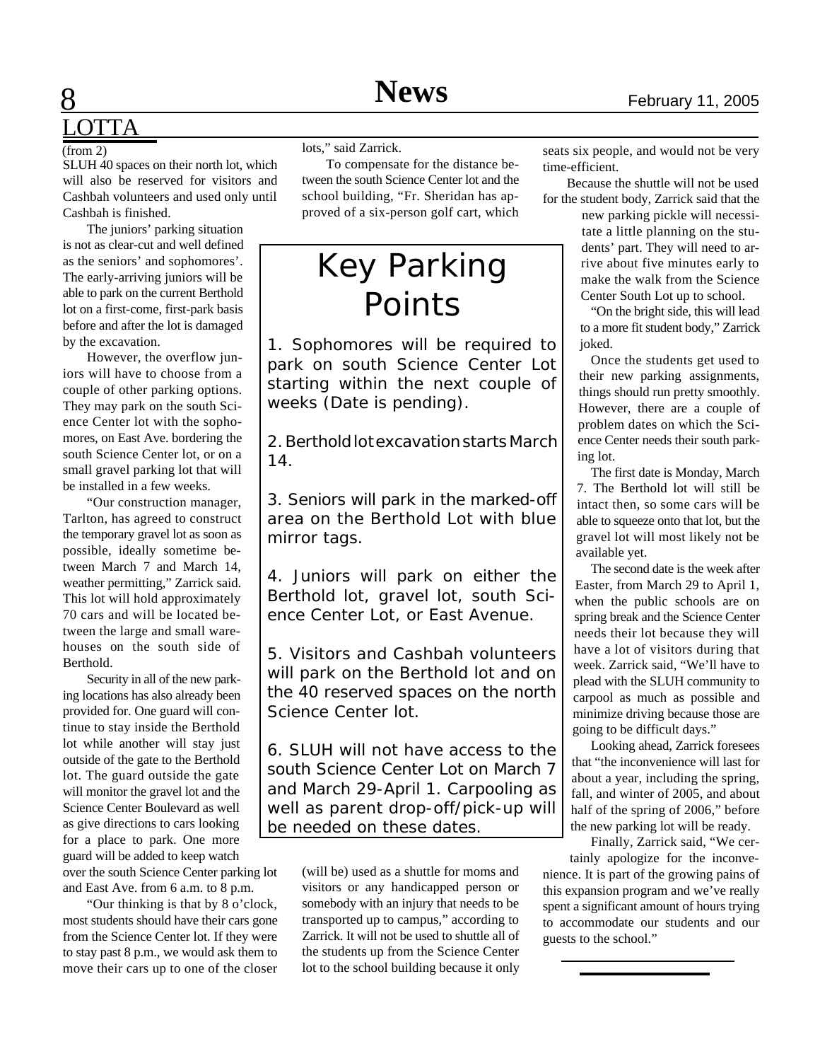## LOTTA

(from 2)

SLUH 40 spaces on their north lot, which will also be reserved for visitors and Cashbah volunteers and used only until Cashbah is finished.

The juniors' parking situation is not as clear-cut and well defined as the seniors' and sophomores'. The early-arriving juniors will be able to park on the current Berthold lot on a first-come, first-park basis before and after the lot is damaged by the excavation.

However, the overflow juniors will have to choose from a couple of other parking options. They may park on the south Science Center lot with the sophomores, on East Ave. bordering the south Science Center lot, or on a small gravel parking lot that will be installed in a few weeks.

"Our construction manager, Tarlton, has agreed to construct the temporary gravel lot as soon as possible, ideally sometime between March 7 and March 14, weather permitting," Zarrick said. This lot will hold approximately 70 cars and will be located between the large and small warehouses on the south side of Berthold.

Security in all of the new parking locations has also already been provided for. One guard will continue to stay inside the Berthold lot while another will stay just outside of the gate to the Berthold lot. The guard outside the gate will monitor the gravel lot and the Science Center Boulevard as well as give directions to cars looking for a place to park. One more guard will be added to keep watch over the south Science Center parking lot and East Ave. from 6 a.m. to 8 p.m.

"Our thinking is that by 8 o'clock, most students should have their cars gone from the Science Center lot. If they were to stay past 8 p.m., we would ask them to move their cars up to one of the closer lots," said Zarrick.

To compensate for the distance between the south Science Center lot and the school building, "Fr. Sheridan has approved of a six-person golf cart, which (will be) used as a shuttle for moms and visitors or any handicapped person or somebody with an injury that needs to be transported up to campus," according to Zarrick. It will not be used to shuttle all of the students up from the Science Center lot to the school building because it only seats six people, and would not be very time-efficient.

Because the shuttle will not be used for the student body, Zarrick said that the new parking pickle will necessitate a little planning on the students' part. They will need to arrive about five minutes early to make the walk from the Science Center South Lot up to school.

"On the bright side, this will lead to a more fit student body," Zarrick joked.

Once the students get used to their new parking assignments, things should run pretty smoothly. However, there are a couple of problem dates on which the Science Center needs their south parking lot.

The first date is Monday, March 7. The Berthold lot will still be intact then, so some cars will be able to squeeze onto that lot, but the gravel lot will most likely not be available yet.

The second date is the week after Easter, from March 29 to April 1, when the public schools are on spring break and the Science Center needs their lot because they will have a lot of visitors during that week. Zarrick said, "We'll have to plead with the SLUH community to carpool as much as possible and minimize driving because those are going to be difficult days."

Looking ahead, Zarrick foresees that "the inconvenience will last for about a year, including the spring, fall, and winter of 2005, and about half of the spring of 2006," before the new parking lot will be ready.

Finally, Zarrick said, "We certainly apologize for the inconvenience. It is part of the growing pains of this expansion program and we've really spent a significant amount of hours trying to accommodate our students and our guests to the school."

---

## Key Parking Points

1. Sophomores will be required to park on south Science Center Lot starting within the next couple of weeks (Date is pending).

2. Berthold lot excavation starts March 14.

3. Seniors will park in the marked-off area on the Berthold Lot with blue mirror tags.

4. Juniors will park on either the Berthold lot, gravel lot, south Science Center Lot, or East Avenue.

5. Visitors and Cashbah volunteers will park on the Berthold lot and on the 40 reserved spaces on the north Science Center lot.

6. SLUH will not have access to the south Science Center Lot on March 7 and March 29-April 1. Carpooling as well as parent drop-off/pick-up will be needed on these dates.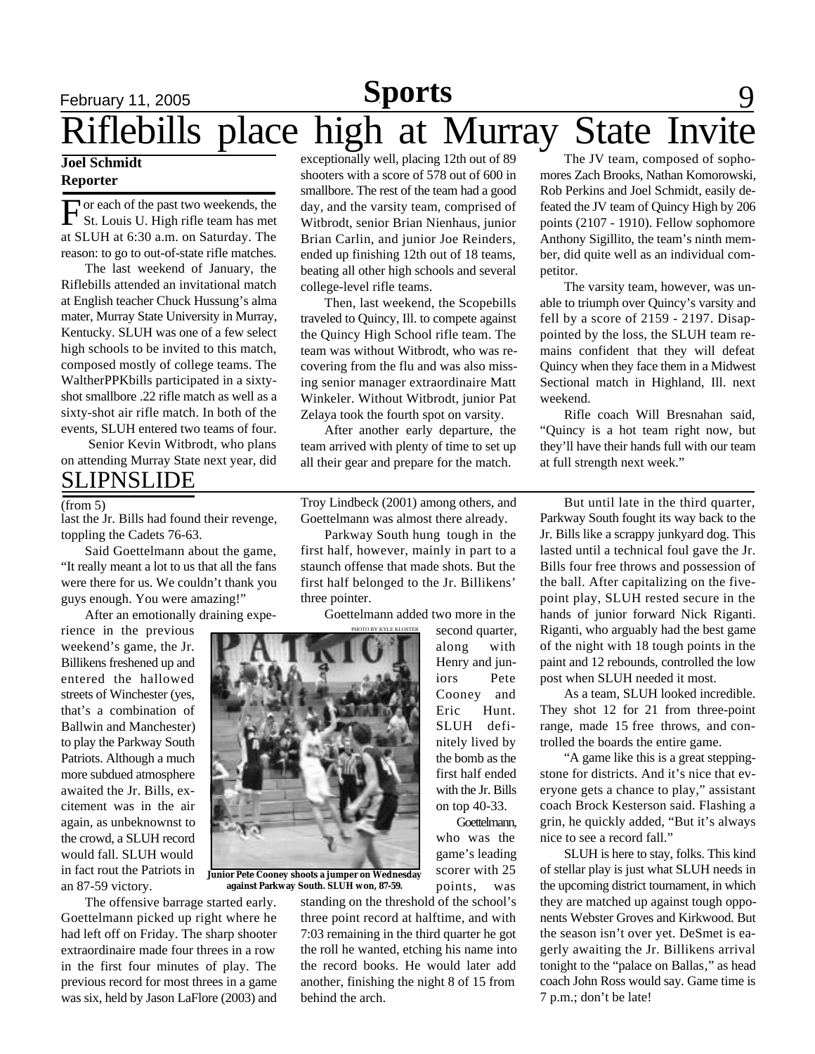# Riflebills place high at Murray State Invite

**Joel Schmidt**
**Reporter**

For each of the past two weekends, the St. Louis U. High rifle team has met at SLUH at 6:30 a.m. on Saturday. The reason: to go to out-of-state rifle matches.

The last weekend of January, the Riflebills attended an invitational match at English teacher Chuck Hussung's alma mater, Murray State University in Murray, Kentucky. SLUH was one of a few select high schools to be invited to this match, composed mostly of college teams. The WaltherPPKbills participated in a sixty-shot smallbore .22 rifle match as well as a sixty-shot air rifle match. In both of the events, SLUH entered two teams of four.

Senior Kevin Witbrodt, who plans on attending Murray State next year, did exceptionally well, placing 12th out of 89 shooters with a score of 578 out of 600 in smallbore. The rest of the team had a good day, and the varsity team, comprised of Witbrodt, senior Brian Nienhaus, junior Brian Carlin, and junior Joe Reinders, ended up finishing 12th out of 18 teams, beating all other high schools and several college-level rifle teams.

Then, last weekend, the Scopebills traveled to Quincy, Ill. to compete against the Quincy High School rifle team. The team was without Witbrodt, who was recovering from the flu and was also missing senior manager extraordinaire Matt Winkeler. Without Witbrodt, junior Pat Zelaya took the fourth spot on varsity.

After another early departure, the team arrived with plenty of time to set up all their gear and prepare for the match.

The JV team, composed of sophomores Zach Brooks, Nathan Komorowski, Rob Perkins and Joel Schmidt, easily defeated the JV team of Quincy High by 206 points (2107 - 1910). Fellow sophomore Anthony Sigillito, the team's ninth member, did quite well as an individual competitor.

The varsity team, however, was unable to triumph over Quincy's varsity and fell by a score of 2159 - 2197. Disappointed by the loss, the SLUH team remains confident that they will defeat Quincy when they face them in a Midwest Sectional match in Highland, Ill. next weekend.

Rifle coach Will Bresnahan said, "Quincy is a hot team right now, but they'll have their hands full with our team at full strength next week."

## SLIPNSLIDE

(from 5)

last the Jr. Bills had found their revenge, toppling the Cadets 76-63.

Said Goettelmann about the game, "It really meant a lot to us that all the fans were there for us. We couldn't thank you guys enough. You were amazing!"

After an emotionally draining experience in the previous weekend's game, the Jr. Billikens freshened up and entered the hallowed streets of Winchester (yes, that's a combination of Ballwin and Manchester) to play the Parkway South Patriots. Although a much more subdued atmosphere awaited the Jr. Bills, excitement was in the air again, as unbeknownst to the crowd, a SLUH record would fall. SLUH would in fact rout the Patriots in an 87-59 victory.

The offensive barrage started early. Goettelmann picked up right where he had left off on Friday. The sharp shooter extraordinaire made four threes in a row in the first four minutes of play. The previous record for most threes in a game was six, held by Jason LaFlore (2003) and Troy Lindbeck (2001) among others, and Goettelmann was almost there already.

Parkway South hung tough in the first half, however, mainly in part to a staunch offense that made shots. But the first half belonged to the Jr. Billikens' three pointer.

Goettelmann added two more in the second quarter, along with Henry and juniors Pete Cooney and Eric Hunt. SLUH definitely lived by the bomb as the first half ended with the Jr. Bills on top 40-33.

PHOTO BY KYLE KLOSTER

**Junior Pete Cooney shoots a jumper on Wednesday against Parkway South. SLUH won, 87-59.**

Goettelmann, who was the game's leading scorer with 25 points, was standing on the threshold of the school's three point record at halftime, and with 7:03 remaining in the third quarter he got the roll he wanted, etching his name into the record books. He would later add another, finishing the night 8 of 15 from behind the arch.

But until late in the third quarter, Parkway South fought its way back to the Jr. Bills like a scrappy junkyard dog. This lasted until a technical foul gave the Jr. Bills four free throws and possession of the ball. After capitalizing on the five-point play, SLUH rested secure in the hands of junior forward Nick Riganti. Riganti, who arguably had the best game of the night with 18 tough points in the paint and 12 rebounds, controlled the low post when SLUH needed it most.

As a team, SLUH looked incredible. They shot 12 for 21 from three-point range, made 15 free throws, and controlled the boards the entire game.

"A game like this is a great steppingstone for districts. And it's nice that everyone gets a chance to play," assistant coach Brock Kesterson said. Flashing a grin, he quickly added, "But it's always nice to see a record fall."

SLUH is here to stay, folks. This kind of stellar play is just what SLUH needs in the upcoming district tournament, in which they are matched up against tough opponents Webster Groves and Kirkwood. But the season isn't over yet. DeSmet is eagerly awaiting the Jr. Billikens arrival tonight to the "palace on Ballas," as head coach John Ross would say. Game time is 7 p.m.; don't be late!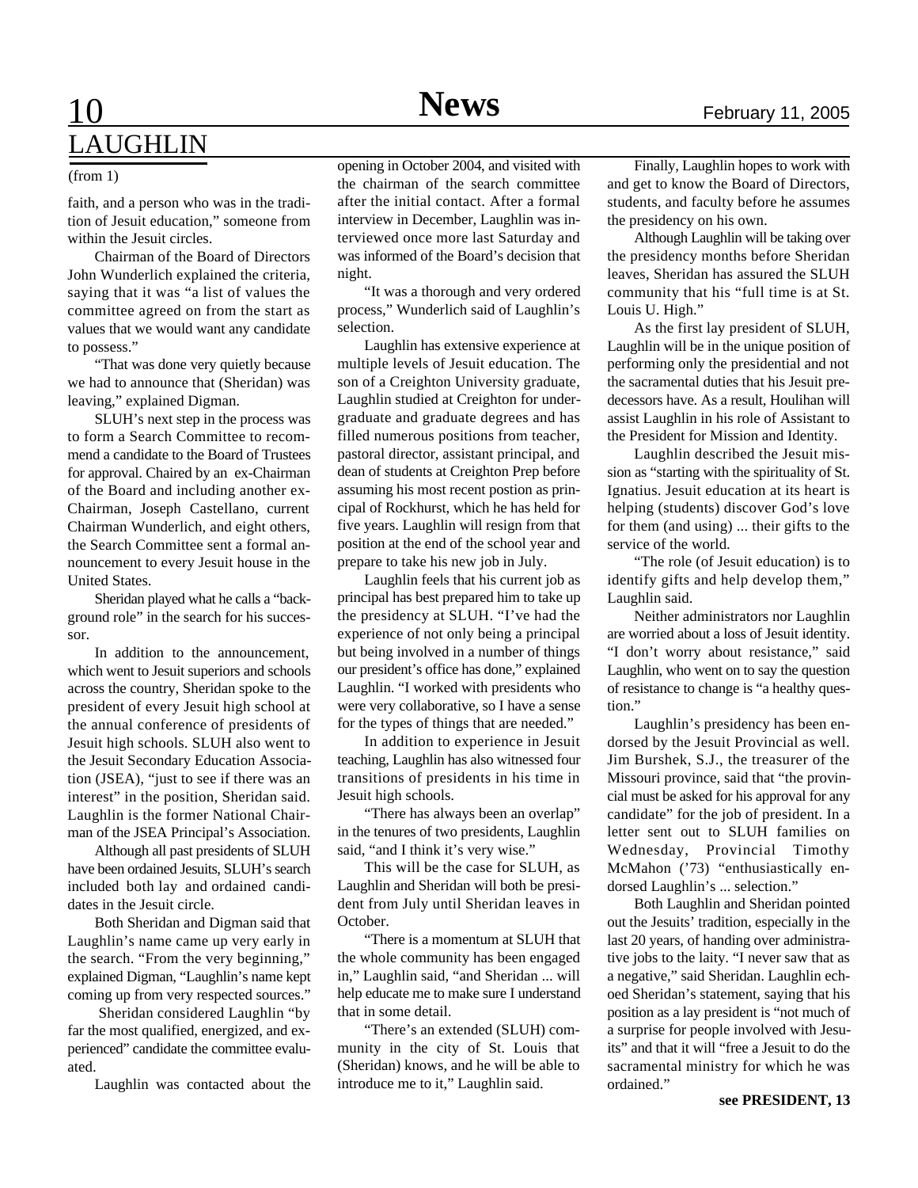# LAUGHLIN

(from 1)

faith, and a person who was in the tradition of Jesuit education," someone from within the Jesuit circles.

Chairman of the Board of Directors John Wunderlich explained the criteria, saying that it was "a list of values the committee agreed on from the start as values that we would want any candidate to possess."

"That was done very quietly because we had to announce that (Sheridan) was leaving," explained Digman.

SLUH's next step in the process was to form a Search Committee to recommend a candidate to the Board of Trustees for approval. Chaired by an ex-Chairman of the Board and including another ex-Chairman, Joseph Castellano, current Chairman Wunderlich, and eight others, the Search Committee sent a formal announcement to every Jesuit house in the United States.

Sheridan played what he calls a "background role" in the search for his successor.

In addition to the announcement, which went to Jesuit superiors and schools across the country, Sheridan spoke to the president of every Jesuit high school at the annual conference of presidents of Jesuit high schools. SLUH also went to the Jesuit Secondary Education Association (JSEA), "just to see if there was an interest" in the position, Sheridan said. Laughlin is the former National Chairman of the JSEA Principal's Association.

Although all past presidents of SLUH have been ordained Jesuits, SLUH's search included both lay and ordained candidates in the Jesuit circle.

Both Sheridan and Digman said that Laughlin's name came up very early in the search. "From the very beginning," explained Digman, "Laughlin's name kept coming up from very respected sources."

Sheridan considered Laughlin "by far the most qualified, energized, and experienced" candidate the committee evaluated.

Laughlin was contacted about the opening in October 2004, and visited with the chairman of the search committee after the initial contact. After a formal interview in December, Laughlin was interviewed once more last Saturday and was informed of the Board's decision that night.

"It was a thorough and very ordered process," Wunderlich said of Laughlin's selection.

Laughlin has extensive experience at multiple levels of Jesuit education. The son of a Creighton University graduate, Laughlin studied at Creighton for undergraduate and graduate degrees and has filled numerous positions from teacher, pastoral director, assistant principal, and dean of students at Creighton Prep before assuming his most recent postion as principal of Rockhurst, which he has held for five years. Laughlin will resign from that position at the end of the school year and prepare to take his new job in July.

Laughlin feels that his current job as principal has best prepared him to take up the presidency at SLUH. "I've had the experience of not only being a principal but being involved in a number of things our president's office has done," explained Laughlin. "I worked with presidents who were very collaborative, so I have a sense for the types of things that are needed."

In addition to experience in Jesuit teaching, Laughlin has also witnessed four transitions of presidents in his time in Jesuit high schools.

"There has always been an overlap" in the tenures of two presidents, Laughlin said, "and I think it's very wise."

This will be the case for SLUH, as Laughlin and Sheridan will both be president from July until Sheridan leaves in October.

"There is a momentum at SLUH that the whole community has been engaged in," Laughlin said, "and Sheridan ... will help educate me to make sure I understand that in some detail.

"There's an extended (SLUH) community in the city of St. Louis that (Sheridan) knows, and he will be able to introduce me to it," Laughlin said.

Finally, Laughlin hopes to work with and get to know the Board of Directors, students, and faculty before he assumes the presidency on his own.

Although Laughlin will be taking over the presidency months before Sheridan leaves, Sheridan has assured the SLUH community that his "full time is at St. Louis U. High."

As the first lay president of SLUH, Laughlin will be in the unique position of performing only the presidential and not the sacramental duties that his Jesuit predecessors have. As a result, Houlihan will assist Laughlin in his role of Assistant to the President for Mission and Identity.

Laughlin described the Jesuit mission as "starting with the spirituality of St. Ignatius. Jesuit education at its heart is helping (students) discover God's love for them (and using) ... their gifts to the service of the world.

"The role (of Jesuit education) is to identify gifts and help develop them," Laughlin said.

Neither administrators nor Laughlin are worried about a loss of Jesuit identity. "I don't worry about resistance," said Laughlin, who went on to say the question of resistance to change is "a healthy question."

Laughlin's presidency has been endorsed by the Jesuit Provincial as well. Jim Burshek, S.J., the treasurer of the Missouri province, said that "the provincial must be asked for his approval for any candidate" for the job of president. In a letter sent out to SLUH families on Wednesday, Provincial Timothy McMahon ('73) "enthusiastically endorsed Laughlin's ... selection."

Both Laughlin and Sheridan pointed out the Jesuits' tradition, especially in the last 20 years, of handing over administrative jobs to the laity. "I never saw that as a negative," said Sheridan. Laughlin echoed Sheridan's statement, saying that his position as a lay president is "not much of a surprise for people involved with Jesuits" and that it will "free a Jesuit to do the sacramental ministry for which he was ordained."

**see PRESIDENT, 13**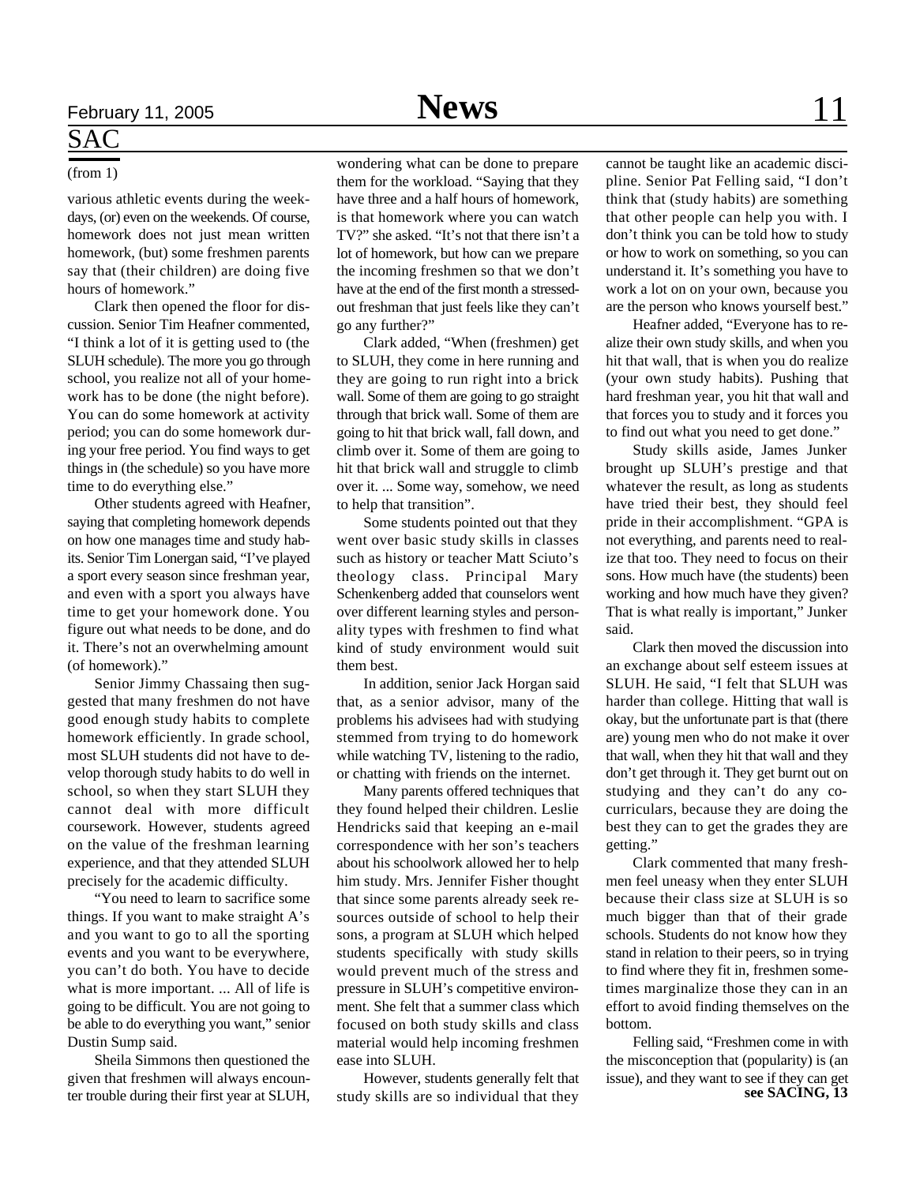## SAC

(from 1)

various athletic events during the weekdays, (or) even on the weekends. Of course, homework does not just mean written homework, (but) some freshmen parents say that (their children) are doing five hours of homework."

Clark then opened the floor for discussion. Senior Tim Heafner commented, "I think a lot of it is getting used to (the SLUH schedule). The more you go through school, you realize not all of your homework has to be done (the night before). You can do some homework at activity period; you can do some homework during your free period. You find ways to get things in (the schedule) so you have more time to do everything else."

Other students agreed with Heafner, saying that completing homework depends on how one manages time and study habits. Senior Tim Lonergan said, "I've played a sport every season since freshman year, and even with a sport you always have time to get your homework done. You figure out what needs to be done, and do it. There's not an overwhelming amount (of homework)."

Senior Jimmy Chassaing then suggested that many freshmen do not have good enough study habits to complete homework efficiently. In grade school, most SLUH students did not have to develop thorough study habits to do well in school, so when they start SLUH they cannot deal with more difficult coursework. However, students agreed on the value of the freshman learning experience, and that they attended SLUH precisely for the academic difficulty.

"You need to learn to sacrifice some things. If you want to make straight A's and you want to go to all the sporting events and you want to be everywhere, you can't do both. You have to decide what is more important. ... All of life is going to be difficult. You are not going to be able to do everything you want," senior Dustin Sump said.

Sheila Simmons then questioned the given that freshmen will always encounter trouble during their first year at SLUH, wondering what can be done to prepare them for the workload. "Saying that they have three and a half hours of homework, is that homework where you can watch TV?" she asked. "It's not that there isn't a lot of homework, but how can we prepare the incoming freshmen so that we don't have at the end of the first month a stressed-out freshman that just feels like they can't go any further?"

Clark added, "When (freshmen) get to SLUH, they come in here running and they are going to run right into a brick wall. Some of them are going to go straight through that brick wall. Some of them are going to hit that brick wall, fall down, and climb over it. Some of them are going to hit that brick wall and struggle to climb over it. ... Some way, somehow, we need to help that transition".

Some students pointed out that they went over basic study skills in classes such as history or teacher Matt Sciuto's theology class. Principal Mary Schenkenberg added that counselors went over different learning styles and personality types with freshmen to find what kind of study environment would suit them best.

In addition, senior Jack Horgan said that, as a senior advisor, many of the problems his advisees had with studying stemmed from trying to do homework while watching TV, listening to the radio, or chatting with friends on the internet.

Many parents offered techniques that they found helped their children. Leslie Hendricks said that keeping an e-mail correspondence with her son's teachers about his schoolwork allowed her to help him study. Mrs. Jennifer Fisher thought that since some parents already seek resources outside of school to help their sons, a program at SLUH which helped students specifically with study skills would prevent much of the stress and pressure in SLUH's competitive environment. She felt that a summer class which focused on both study skills and class material would help incoming freshmen ease into SLUH.

However, students generally felt that study skills are so individual that they cannot be taught like an academic discipline. Senior Pat Felling said, "I don't think that (study habits) are something that other people can help you with. I don't think you can be told how to study or how to work on something, so you can understand it. It's something you have to work a lot on on your own, because you are the person who knows yourself best."

Heafner added, "Everyone has to realize their own study skills, and when you hit that wall, that is when you do realize (your own study habits). Pushing that hard freshman year, you hit that wall and that forces you to study and it forces you to find out what you need to get done."

Study skills aside, James Junker brought up SLUH's prestige and that whatever the result, as long as students have tried their best, they should feel pride in their accomplishment. "GPA is not everything, and parents need to realize that too. They need to focus on their sons. How much have (the students) been working and how much have they given? That is what really is important," Junker said.

Clark then moved the discussion into an exchange about self esteem issues at SLUH. He said, "I felt that SLUH was harder than college. Hitting that wall is okay, but the unfortunate part is that (there are) young men who do not make it over that wall, when they hit that wall and they don't get through it. They get burnt out on studying and they can't do any co-curriculars, because they are doing the best they can to get the grades they are getting."

Clark commented that many freshmen feel uneasy when they enter SLUH because their class size at SLUH is so much bigger than that of their grade schools. Students do not know how they stand in relation to their peers, so in trying to find where they fit in, freshmen sometimes marginalize those they can in an effort to avoid finding themselves on the bottom.

Felling said, "Freshmen come in with the misconception that (popularity) is (an issue), and they want to see if they can get

**see SACING, 13**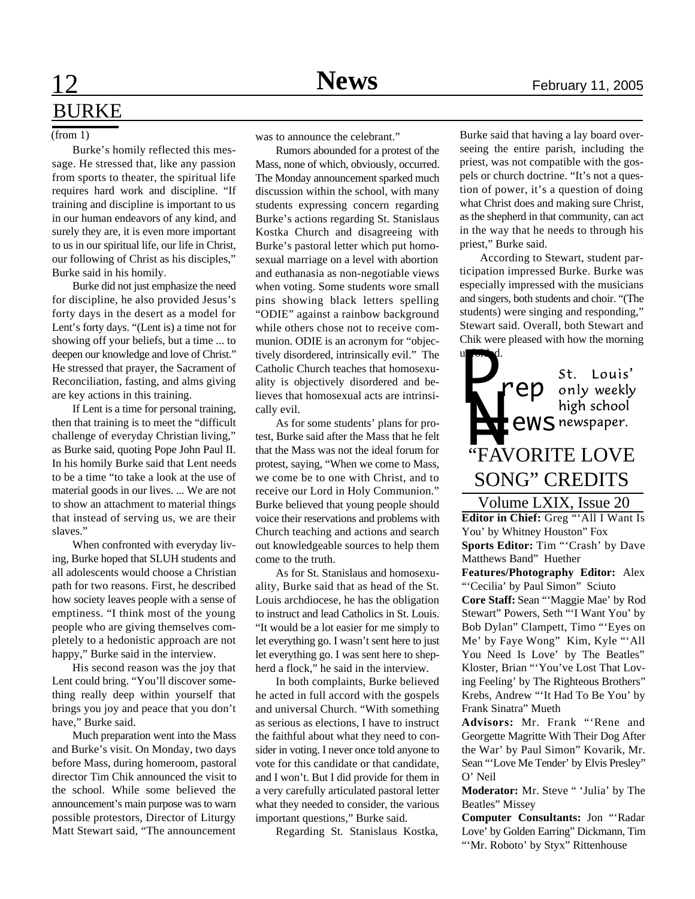# BURKE

(from 1)

Burke's homily reflected this message. He stressed that, like any passion from sports to theater, the spiritual life requires hard work and discipline. "If training and discipline is important to us in our human endeavors of any kind, and surely they are, it is even more important to us in our spiritual life, our life in Christ, our following of Christ as his disciples," Burke said in his homily.

Burke did not just emphasize the need for discipline, he also provided Jesus's forty days in the desert as a model for Lent's forty days. "(Lent is) a time not for showing off your beliefs, but a time ... to deepen our knowledge and love of Christ." He stressed that prayer, the Sacrament of Reconciliation, fasting, and alms giving are key actions in this training.

If Lent is a time for personal training, then that training is to meet the "difficult challenge of everyday Christian living," as Burke said, quoting Pope John Paul II. In his homily Burke said that Lent needs to be a time "to take a look at the use of material goods in our lives. ... We are not to show an attachment to material things that instead of serving us, we are their slaves."

When confronted with everyday living, Burke hoped that SLUH students and all adolescents would choose a Christian path for two reasons. First, he described how society leaves people with a sense of emptiness. "I think most of the young people who are giving themselves completely to a hedonistic approach are not happy," Burke said in the interview.

His second reason was the joy that Lent could bring. "You'll discover something really deep within yourself that brings you joy and peace that you don't have," Burke said.

Much preparation went into the Mass and Burke's visit. On Monday, two days before Mass, during homeroom, pastoral director Tim Chik announced the visit to the school. While some believed the announcement's main purpose was to warn possible protestors, Director of Liturgy Matt Stewart said, "The announcement was to announce the celebrant."

Rumors abounded for a protest of the Mass, none of which, obviously, occurred. The Monday announcement sparked much discussion within the school, with many students expressing concern regarding Burke's actions regarding St. Stanislaus Kostka Church and disagreeing with Burke's pastoral letter which put homosexual marriage on a level with abortion and euthanasia as non-negotiable views when voting. Some students wore small pins showing black letters spelling "ODIE" against a rainbow background while others chose not to receive communion. ODIE is an acronym for "objectively disordered, intrinsically evil." The Catholic Church teaches that homosexuality is objectively disordered and believes that homosexual acts are intrinsically evil.

As for some students' plans for protest, Burke said after the Mass that he felt that the Mass was not the ideal forum for protest, saying, "When we come to Mass, we come be to one with Christ, and to receive our Lord in Holy Communion." Burke believed that young people should voice their reservations and problems with Church teaching and actions and search out knowledgeable sources to help them come to the truth.

As for St. Stanislaus and homosexuality, Burke said that as head of the St. Louis archdiocese, he has the obligation to instruct and lead Catholics in St. Louis. "It would be a lot easier for me simply to let everything go. I wasn't sent here to just let everything go. I was sent here to shepherd a flock," he said in the interview.

In both complaints, Burke believed he acted in full accord with the gospels and universal Church. "With something as serious as elections, I have to instruct the faithful about what they need to consider in voting. I never once told anyone to vote for this candidate or that candidate, and I won't. But I did provide for them in a very carefully articulated pastoral letter what they needed to consider, the various important questions," Burke said.

Regarding St. Stanislaus Kostka, Burke said that having a lay board overseeing the entire parish, including the priest, was not compatible with the gospels or church doctrine. "It's not a question of power, it's a question of doing what Christ does and making sure Christ, as the shepherd in that community, can act in the way that he needs to through his priest," Burke said.

According to Stewart, student participation impressed Burke. Burke was especially impressed with the musicians and singers, both students and choir. "(The students) were singing and responding," Stewart said. Overall, both Stewart and Chik were pleased with how the morning unfolded.

---

**Prep News** — St. Louis' only weekly high school newspaper.

## "FAVORITE LOVE SONG" CREDITS

Volume LXIX, Issue 20

**Editor in Chief:** Greg "'All I Want Is You' by Whitney Houston" Fox

**Sports Editor:** Tim "'Crash' by Dave Matthews Band" Huether

**Features/Photography Editor:** Alex "'Cecilia' by Paul Simon" Sciuto

**Core Staff:** Sean "'Maggie Mae' by Rod Stewart" Powers, Seth "'I Want You' by Bob Dylan" Clampett, Timo "'Eyes on Me' by Faye Wong" Kim, Kyle "'All You Need Is Love' by The Beatles" Kloster, Brian "'You've Lost That Loving Feeling' by The Righteous Brothers" Krebs, Andrew "'It Had To Be You' by Frank Sinatra" Mueth

**Advisors:** Mr. Frank "'Rene and Georgette Magritte With Their Dog After the War' by Paul Simon" Kovarik, Mr. Sean "'Love Me Tender' by Elvis Presley" O' Neil

**Moderator:** Mr. Steve " 'Julia' by The Beatles" Missey

**Computer Consultants:** Jon "'Radar Love' by Golden Earring" Dickmann, Tim "'Mr. Roboto' by Styx" Rittenhouse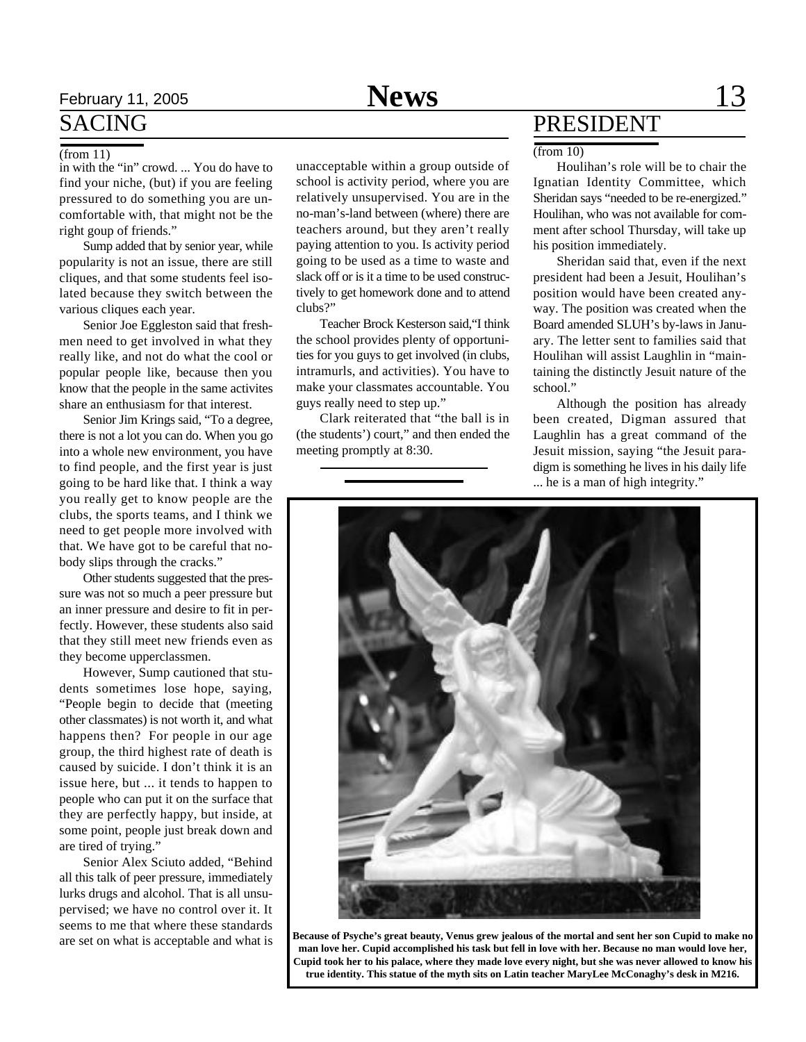## SACING

(from 11)

in with the "in" crowd. ... You do have to find your niche, (but) if you are feeling pressured to do something you are uncomfortable with, that might not be the right goup of friends."

Sump added that by senior year, while popularity is not an issue, there are still cliques, and that some students feel isolated because they switch between the various cliques each year.

Senior Joe Eggleston said that freshmen need to get involved in what they really like, and not do what the cool or popular people like, because then you know that the people in the same activites share an enthusiasm for that interest.

Senior Jim Krings said, "To a degree, there is not a lot you can do. When you go into a whole new environment, you have to find people, and the first year is just going to be hard like that. I think a way you really get to know people are the clubs, the sports teams, and I think we need to get people more involved with that. We have got to be careful that nobody slips through the cracks."

Other students suggested that the pressure was not so much a peer pressure but an inner pressure and desire to fit in perfectly. However, these students also said that they still meet new friends even as they become upperclassmen.

However, Sump cautioned that students sometimes lose hope, saying, "People begin to decide that (meeting other classmates) is not worth it, and what happens then? For people in our age group, the third highest rate of death is caused by suicide. I don't think it is an issue here, but ... it tends to happen to people who can put it on the surface that they are perfectly happy, but inside, at some point, people just break down and are tired of trying."

Senior Alex Sciuto added, "Behind all this talk of peer pressure, immediately lurks drugs and alcohol. That is all unsupervised; we have no control over it. It seems to me that where these standards are set on what is acceptable and what is unacceptable within a group outside of school is activity period, where you are relatively unsupervised. You are in the no-man's-land between (where) there are teachers around, but they aren't really paying attention to you. Is activity period going to be used as a time to waste and slack off or is it a time to be used constructively to get homework done and to attend clubs?"

Teacher Brock Kesterson said,"I think the school provides plenty of opportunities for you guys to get involved (in clubs, intramurls, and activities). You have to make your classmates accountable. You guys really need to step up."

Clark reiterated that "the ball is in (the students') court," and then ended the meeting promptly at 8:30.

## PRESIDENT

(from 10)

Houlihan's role will be to chair the Ignatian Identity Committee, which Sheridan says "needed to be re-energized." Houlihan, who was not available for comment after school Thursday, will take up his position immediately.

Sheridan said that, even if the next president had been a Jesuit, Houlihan's position would have been created anyway. The position was created when the Board amended SLUH's by-laws in January. The letter sent to families said that Houlihan will assist Laughlin in "maintaining the distinctly Jesuit nature of the school."

Although the position has already been created, Digman assured that Laughlin has a great command of the Jesuit mission, saying "the Jesuit paradigm is something he lives in his daily life ... he is a man of high integrity."

**Because of Psyche's great beauty, Venus grew jealous of the mortal and sent her son Cupid to make no man love her. Cupid accomplished his task but fell in love with her. Because no man would love her, Cupid took her to his palace, where they made love every night, but she was never allowed to know his true identity. This statue of the myth sits on Latin teacher MaryLee McConaghy's desk in M216.**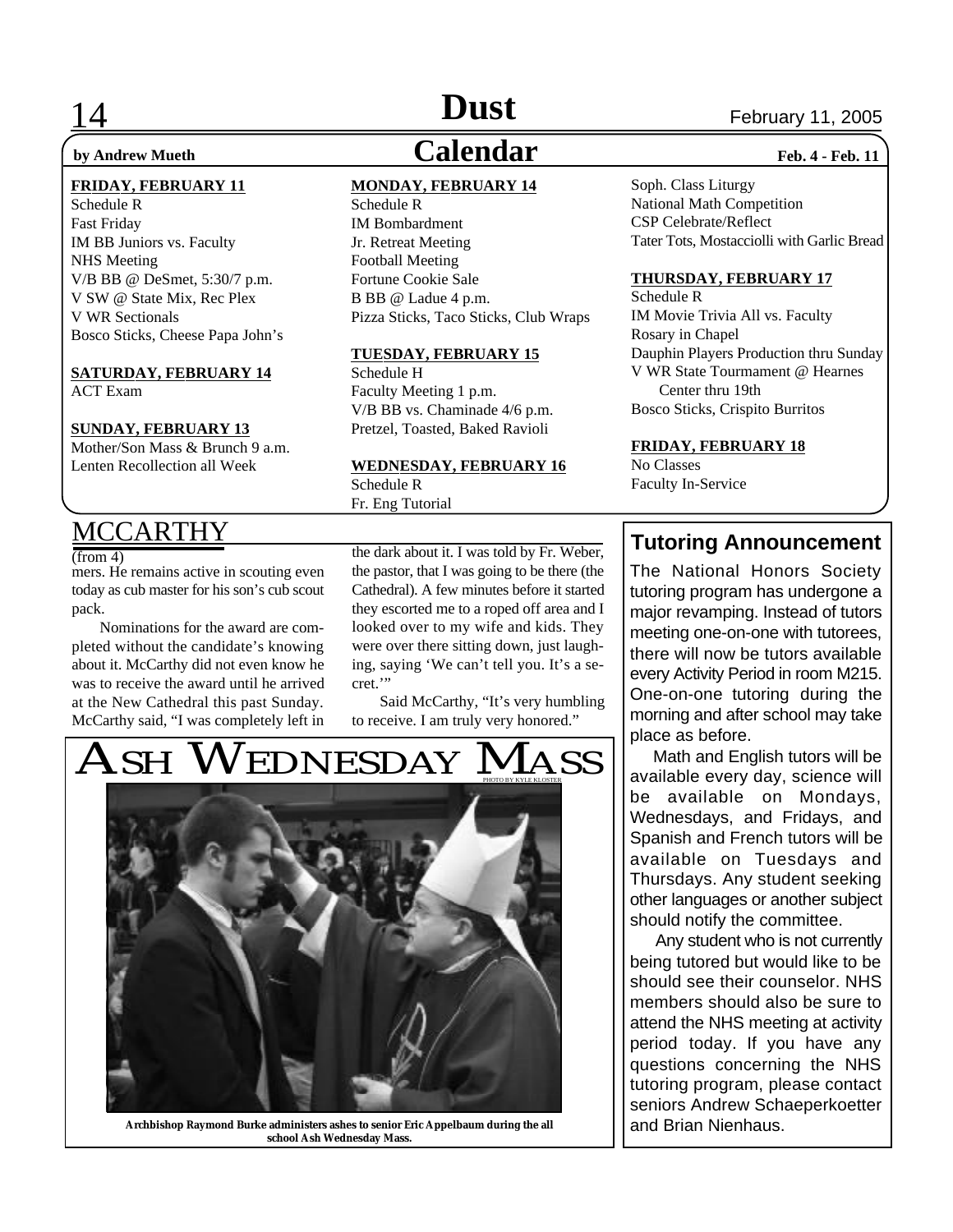# Calendar

**by Andrew Mueth**

**Feb. 4 - Feb. 11**

**FRIDAY, FEBRUARY 11**
Schedule R
Fast Friday
IM BB Juniors vs. Faculty
NHS Meeting
V/B BB @ DeSmet, 5:30/7 p.m.
V SW @ State Mix, Rec Plex
V WR Sectionals
Bosco Sticks, Cheese Papa John's

**SATURDAY, FEBRUARY 14**
ACT Exam

**SUNDAY, FEBRUARY 13**
Mother/Son Mass & Brunch 9 a.m.
Lenten Recollection all Week

**MONDAY, FEBRUARY 14**
Schedule R
IM Bombardment
Jr. Retreat Meeting
Football Meeting
Fortune Cookie Sale
B BB @ Ladue 4 p.m.
Pizza Sticks, Taco Sticks, Club Wraps

**TUESDAY, FEBRUARY 15**
Schedule H
Faculty Meeting 1 p.m.
V/B BB vs. Chaminade 4/6 p.m.
Pretzel, Toasted, Baked Ravioli

**WEDNESDAY, FEBRUARY 16**
Schedule R
Fr. Eng Tutorial
Soph. Class Liturgy
National Math Competition
CSP Celebrate/Reflect
Tater Tots, Mostacciolli with Garlic Bread

**THURSDAY, FEBRUARY 17**
Schedule R
IM Movie Trivia All vs. Faculty
Rosary in Chapel
Dauphin Players Production thru Sunday
V WR State Tourmament @ Hearnes Center thru 19th
Bosco Sticks, Crispito Burritos

**FRIDAY, FEBRUARY 18**
No Classes
Faculty In-Service

## MCCARTHY

(from 4)

mers. He remains active in scouting even today as cub master for his son's cub scout pack.

Nominations for the award are completed without the candidate's knowing about it. McCarthy did not even know he was to receive the award until he arrived at the New Cathedral this past Sunday. McCarthy said, "I was completely left in the dark about it. I was told by Fr. Weber, the pastor, that I was going to be there (the Cathedral). A few minutes before it started they escorted me to a roped off area and I looked over to my wife and kids. They were over there sitting down, just laughing, saying 'We can't tell you. It's a secret.'"

Said McCarthy, "It's very humbling to receive. I am truly very honored."

## ASH WEDNESDAY MASS

PHOTO BY KYLE KLOSTER

**Archbishop Raymond Burke administers ashes to senior Eric Appelbaum during the all school Ash Wednesday Mass.**

## Tutoring Announcement

The National Honors Society tutoring program has undergone a major revamping. Instead of tutors meeting one-on-one with tutorees, there will now be tutors available every Activity Period in room M215. One-on-one tutoring during the morning and after school may take place as before.

Math and English tutors will be available every day, science will be available on Mondays, Wednesdays, and Fridays, and Spanish and French tutors will be available on Tuesdays and Thursdays. Any student seeking other languages or another subject should notify the committee.

Any student who is not currently being tutored but would like to be should see their counselor. NHS members should also be sure to attend the NHS meeting at activity period today. If you have any questions concerning the NHS tutoring program, please contact seniors Andrew Schaeperkoetter and Brian Nienhaus.